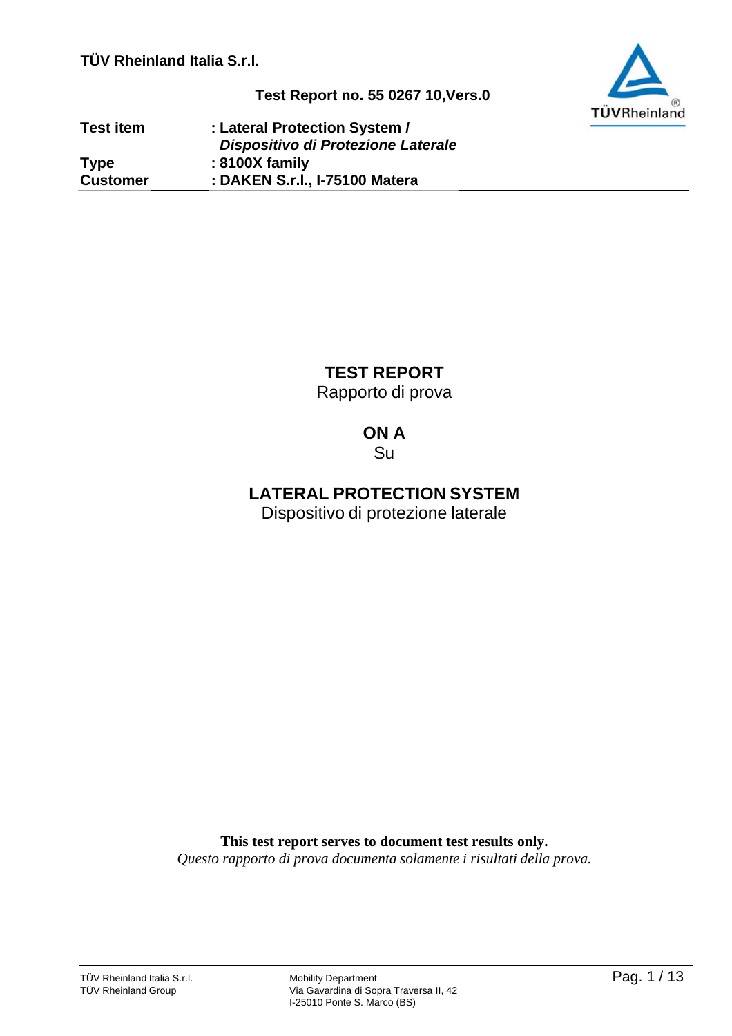**TÜV Rheinland Italia S.r.l.**

**Test Report no. 55 0267 10,Vers.0**

| | |
|---|---|
| **Test item** | **: Lateral Protection System /** ***Dispositivo di Protezione Laterale*** |
| **Type** | **: 8100X family** |
| **Customer** | **: DAKEN S.r.l., I-75100 Matera** |

# TEST REPORT
Rapporto di prova

## ON A
Su

## LATERAL PROTECTION SYSTEM
Dispositivo di protezione laterale

**This test report serves to document test results only.**
*Questo rapporto di prova documenta solamente i risultati della prova.*

TÜV Rheinland Italia S.r.l.
TÜV Rheinland Group

Mobility Department
Via Gavardina di Sopra Traversa II, 42
I-25010 Ponte S. Marco (BS)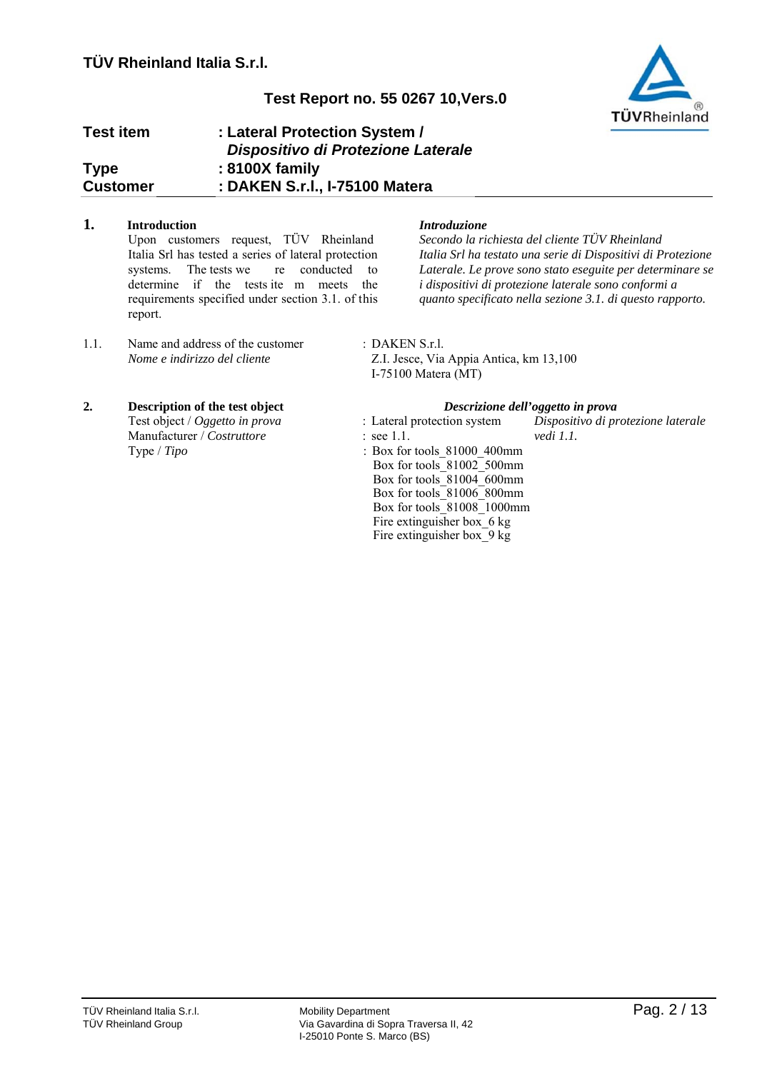**Test item** : **Lateral Protection System /**
***Dispositivo di Protezione Laterale***
**Type** : **8100X family**
**Customer** : **DAKEN S.r.l., I-75100 Matera**

## 1. Introduction

Upon customers request, TÜV Rheinland Italia Srl has tested a series of lateral protection systems. The tests we re conducted to determine if the tests ite m meets the requirements specified under section 3.1. of this report.

***Introduzione***

*Secondo la richiesta del cliente TÜV Rheinland Italia Srl ha testato una serie di Dispositivi di Protezione Laterale. Le prove sono stato eseguite per determinare se i dispositivi di protezione laterale sono conformi a quanto specificato nella sezione 3.1. di questo rapporto.*

1.1. Name and address of the customer / *Nome e indirizzo del cliente* : DAKEN S.r.l.
Z.I. Jesce, Via Appia Antica, km 13,100
I-75100 Matera (MT)

## 2. Description of the test object / *Descrizione dell'oggetto in prova*

Test object / *Oggetto in prova* : Lateral protection system / *Dispositivo di protezione laterale*

Manufacturer / *Costruttore* : see 1.1. / *vedi 1.1.*

Type / *Tipo* :
- Box for tools_81000_400mm
- Box for tools_81002_500mm
- Box for tools_81004_600mm
- Box for tools_81006_800mm
- Box for tools_81008_1000mm
- Fire extinguisher box_6 kg
- Fire extinguisher box_9 kg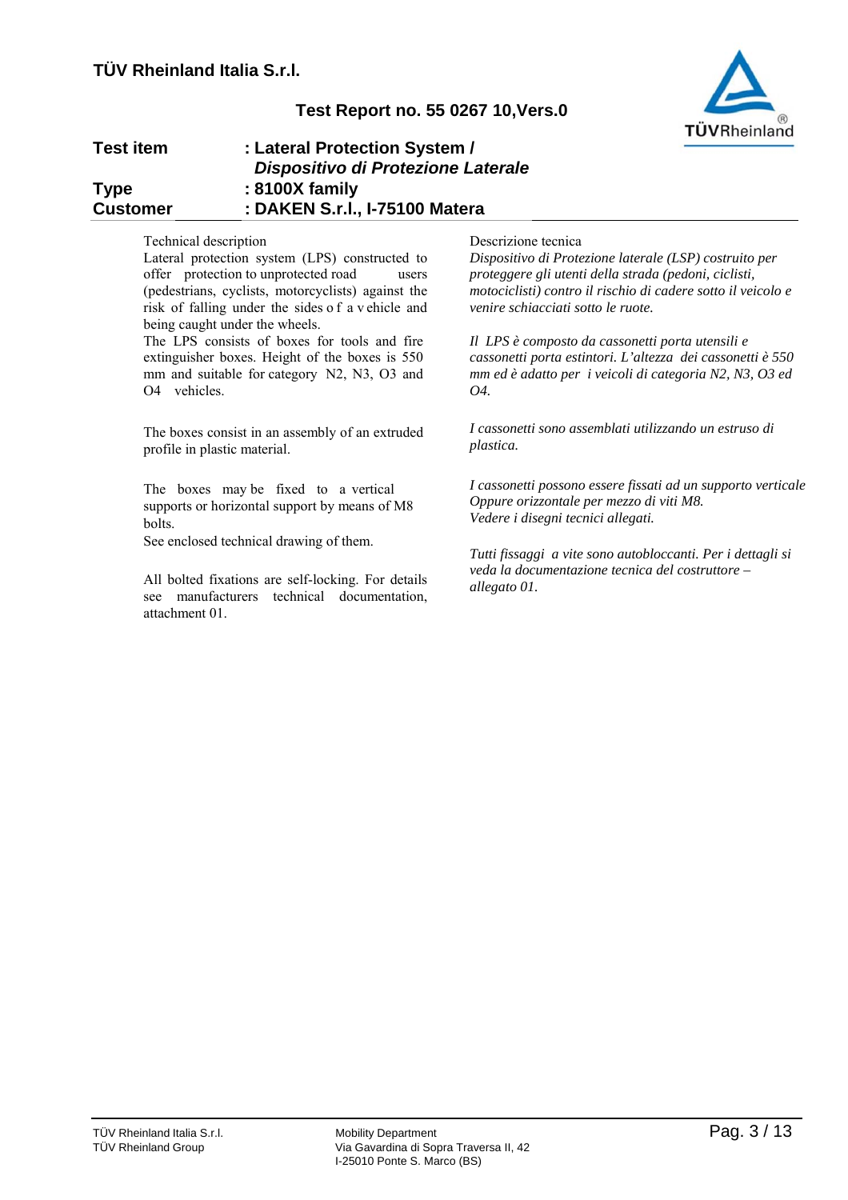| Test item | : Lateral Protection System / *Dispositivo di Protezione Laterale* |
|---|---|
| Type | : 8100X family |
| Customer | : DAKEN S.r.l., I-75100 Matera |

Technical description

Lateral protection system (LPS) constructed to offer protection to unprotected road users (pedestrians, cyclists, motorcyclists) against the risk of falling under the sides of a vehicle and being caught under the wheels.

The LPS consists of boxes for tools and fire extinguisher boxes. Height of the boxes is 550 mm and suitable for category N2, N3, O3 and O4 vehicles.

The boxes consist in an assembly of an extruded profile in plastic material.

The boxes may be fixed to a vertical supports or horizontal support by means of M8 bolts.

See enclosed technical drawing of them.

All bolted fixations are self-locking. For details see manufacturers technical documentation, attachment 01.

Descrizione tecnica

*Dispositivo di Protezione laterale (LSP) costruito per proteggere gli utenti della strada (pedoni, ciclisti, motociclisti) contro il rischio di cadere sotto il veicolo e venire schiacciati sotto le ruote.*

*Il LPS è composto da cassonetti porta utensili e cassonetti porta estintori. L'altezza dei cassonetti è 550 mm ed è adatto per i veicoli di categoria N2, N3, O3 ed O4.*

*I cassonetti sono assemblati utilizzando un estruso di plastica.*

*I cassonetti possono essere fissati ad un supporto verticale Oppure orizzontale per mezzo di viti M8.*
*Vedere i disegni tecnici allegati.*

*Tutti fissaggi a vite sono autobloccanti. Per i dettagli si veda la documentazione tecnica del costruttore – allegato 01.*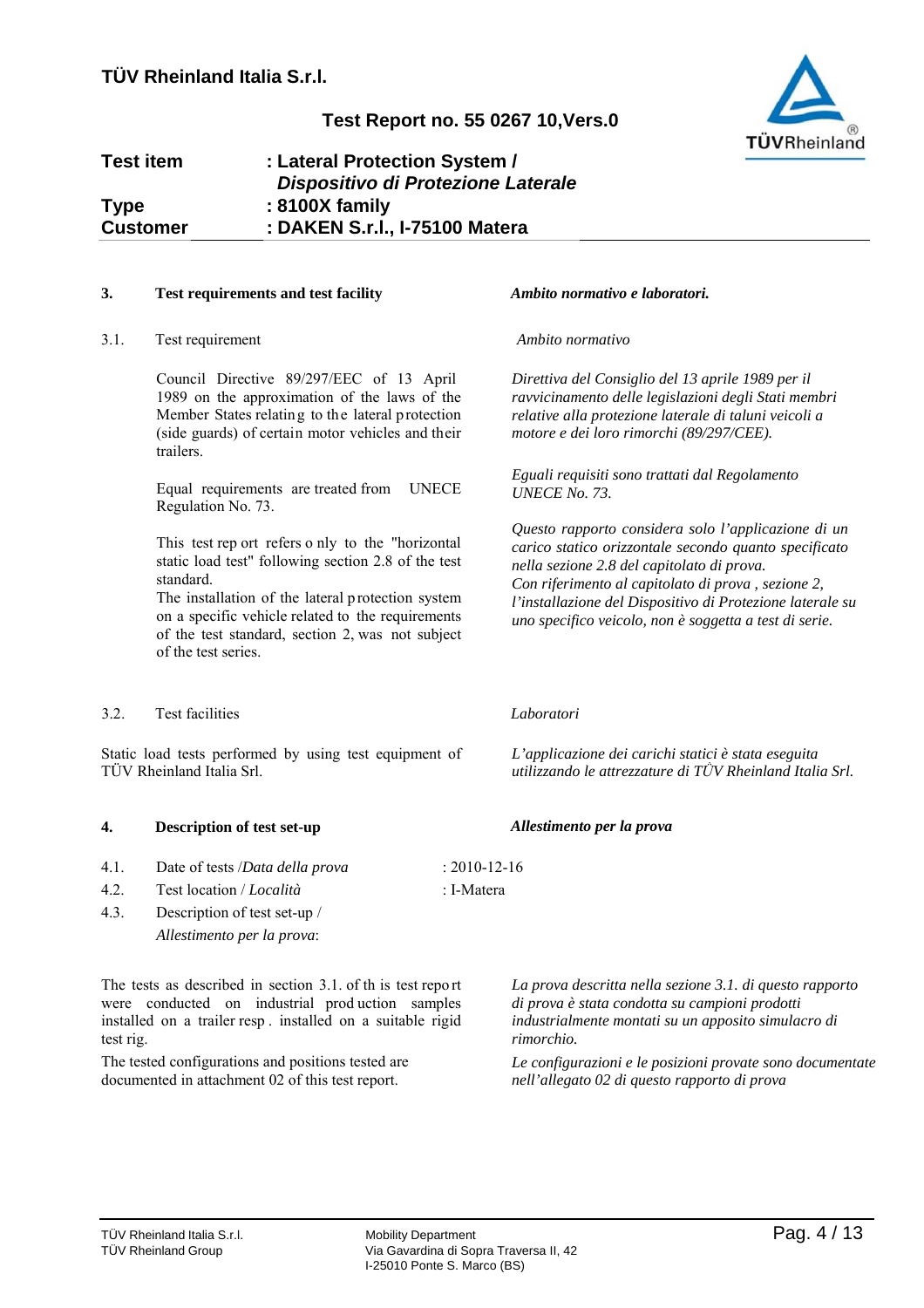**Test item** : **Lateral Protection System /** ***Dispositivo di Protezione Laterale***
**Type** : **8100X family**
**Customer** : **DAKEN S.r.l., I-75100 Matera**

## 3. Test requirements and test facility

***Ambito normativo e laboratori.***

### 3.1. Test requirement

*Ambito normativo*

Council Directive 89/297/EEC of 13 April 1989 on the approximation of the laws of the Member States relating to the lateral protection (side guards) of certain motor vehicles and their trailers.

*Direttiva del Consiglio del 13 aprile 1989 per il ravvicinamento delle legislazioni degli Stati membri relative alla protezione laterale di taluni veicoli a motore e dei loro rimorchi (89/297/CEE).*

Equal requirements are treated from UNECE Regulation No. 73.

*Eguali requisiti sono trattati dal Regolamento UNECE No. 73.*

This test report refers only to the "horizontal static load test" following section 2.8 of the test standard.
The installation of the lateral protection system on a specific vehicle related to the requirements of the test standard, section 2, was not subject of the test series.

*Questo rapporto considera solo l'applicazione di un carico statico orizzontale secondo quanto specificato nella sezione 2.8 del capitolato di prova.*
*Con riferimento al capitolato di prova , sezione 2, l'installazione del Dispositivo di Protezione laterale su uno specifico veicolo, non è soggetta a test di serie.*

### 3.2. Test facilities

*Laboratori*

Static load tests performed by using test equipment of TÜV Rheinland Italia Srl.

*L'applicazione dei carichi statici è stata eseguita utilizzando le attrezzature di TÜV Rheinland Italia Srl.*

## 4. Description of test set-up

***Allestimento per la prova***

4.1. Date of tests /*Data della prova* : 2010-12-16

4.2. Test location / *Località* : I-Matera

4.3. Description of test set-up / *Allestimento per la prova*:

The tests as described in section 3.1. of this test report were conducted on industrial production samples installed on a trailer resp. installed on a suitable rigid test rig.

The tested configurations and positions tested are documented in attachment 02 of this test report.

*La prova descritta nella sezione 3.1. di questo rapporto di prova è stata condotta su campioni prodotti industrialmente montati su un apposito simulacro di rimorchio.*

*Le configurazioni e le posizioni provate sono documentate nell'allegato 02 di questo rapporto di prova*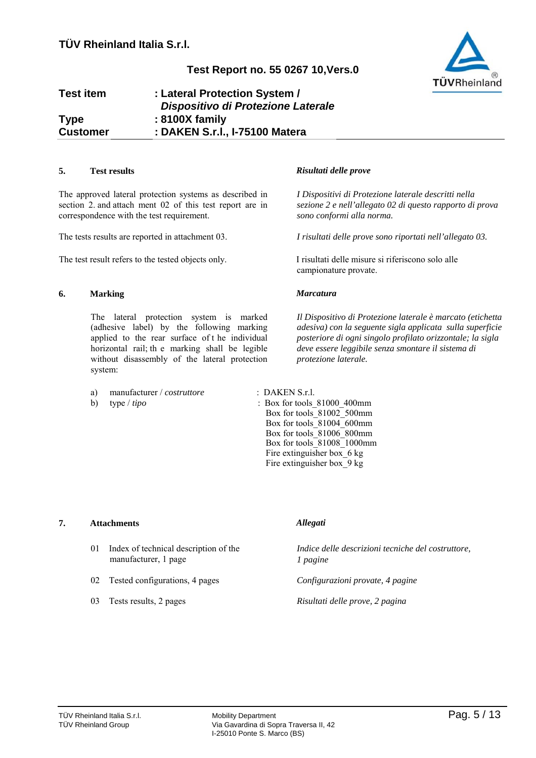| Test item | : Lateral Protection System / *Dispositivo di Protezione Laterale* |
|---|---|
| Type | : 8100X family |
| Customer | : DAKEN S.r.l., I-75100 Matera |

## 5. Test results

*Risultati delle prove*

The approved lateral protection systems as described in section 2. and attach ment 02 of this test report are in correspondence with the test requirement.

*I Dispositivi di Protezione laterale descritti nella sezione 2 e nell'allegato 02 di questo rapporto di prova sono conformi alla norma.*

The tests results are reported in attachment 03.

*I risultati delle prove sono riportati nell'allegato 03.*

The test result refers to the tested objects only.

I risultati delle misure si riferiscono solo alle campionature provate.

## 6. Marking

*Marcatura*

The lateral protection system is marked (adhesive label) by the following marking applied to the rear surface of t he individual horizontal rail; th e marking shall be legible without disassembly of the lateral protection system:

*Il Dispositivo di Protezione laterale è marcato (etichetta adesiva) con la seguente sigla applicata sulla superficie posteriore di ogni singolo profilato orizzontale; la sigla deve essere leggibile senza smontare il sistema di protezione laterale.*

a) manufacturer / *costruttore* : DAKEN S.r.l.

b) type / *tipo* : Box for tools_81000_400mm
Box for tools_81002_500mm
Box for tools_81004_600mm
Box for tools_81006_800mm
Box for tools_81008_1000mm
Fire extinguisher box_6 kg
Fire extinguisher box_9 kg

## 7. Attachments

*Allegati*

01 Index of technical description of the manufacturer, 1 page — *Indice delle descrizioni tecniche del costruttore, 1 pagine*

02 Tested configurations, 4 pages — *Configurazioni provate, 4 pagine*

03 Tests results, 2 pages — *Risultati delle prove, 2 pagina*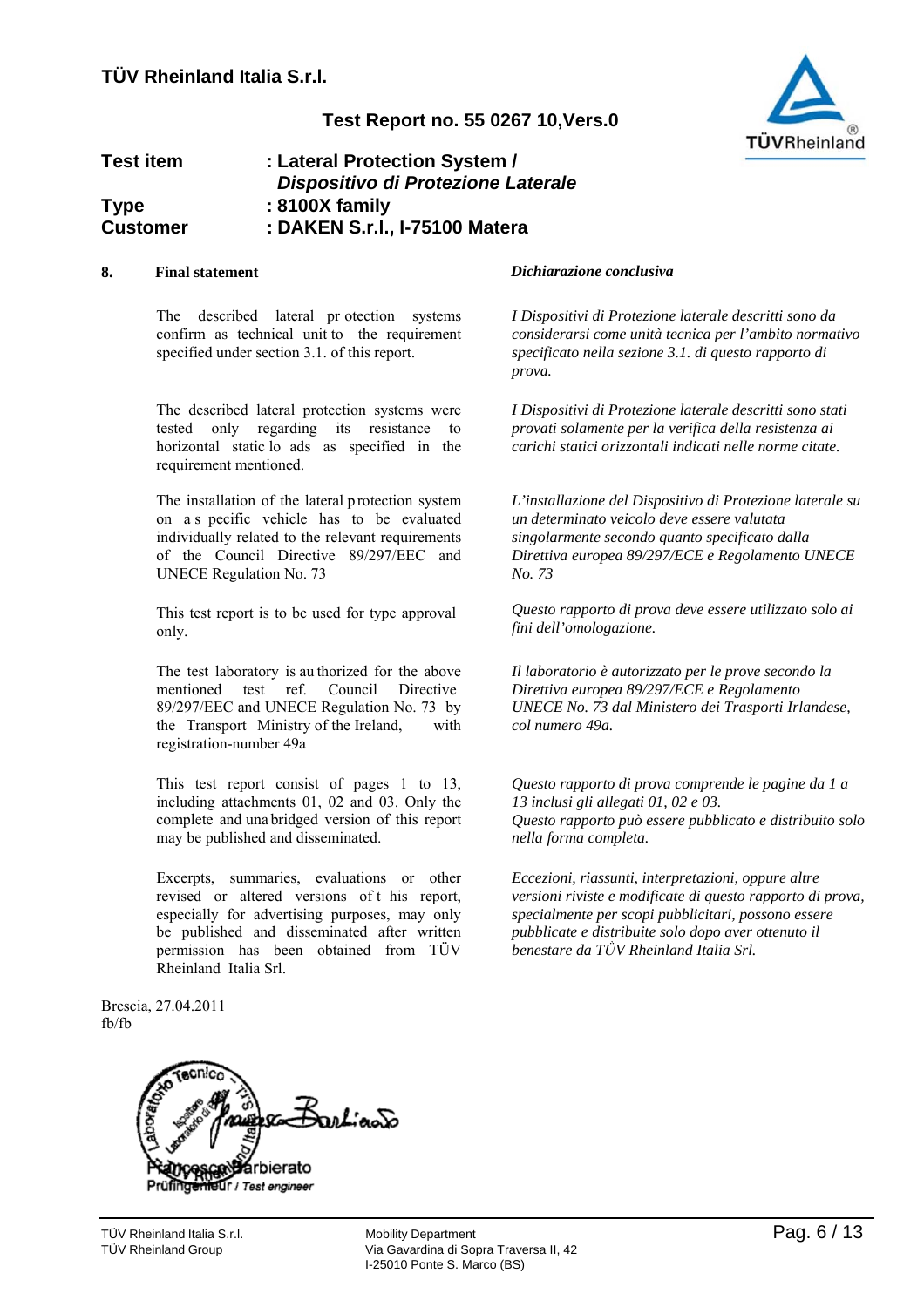**Test item** : Lateral Protection System / *Dispositivo di Protezione Laterale*
**Type** : 8100X family
**Customer** : DAKEN S.r.l., I-75100 Matera

## 8. Final statement

*Dichiarazione conclusiva*

The described lateral pr otection systems confirm as technical unit to the requirement specified under section 3.1. of this report.

*I Dispositivi di Protezione laterale descritti sono da considerarsi come unità tecnica per l'ambito normativo specificato nella sezione 3.1. di questo rapporto di prova.*

The described lateral protection systems were tested only regarding its resistance to horizontal static lo ads as specified in the requirement mentioned.

*I Dispositivi di Protezione laterale descritti sono stati provati solamente per la verifica della resistenza ai carichi statici orizzontali indicati nelle norme citate.*

The installation of the lateral protection system on a s pecific vehicle has to be evaluated individually related to the relevant requirements of the Council Directive 89/297/EEC and UNECE Regulation No. 73

*L'installazione del Dispositivo di Protezione laterale su un determinato veicolo deve essere valutata singolarmente secondo quanto specificato dalla Direttiva europea 89/297/ECE e Regolamento UNECE No. 73*

This test report is to be used for type approval only.

*Questo rapporto di prova deve essere utilizzato solo ai fini dell'omologazione.*

The test laboratory is au thorized for the above mentioned test ref. Council Directive 89/297/EEC and UNECE Regulation No. 73 by the Transport Ministry of the Ireland, with registration-number 49a

*Il laboratorio è autorizzato per le prove secondo la Direttiva europea 89/297/ECE e Regolamento UNECE No. 73 dal Ministero dei Trasporti Irlandese, col numero 49a.*

This test report consist of pages 1 to 13, including attachments 01, 02 and 03. Only the complete and una bridged version of this report may be published and disseminated.

*Questo rapporto di prova comprende le pagine da 1 a 13 inclusi gli allegati 01, 02 e 03.*
*Questo rapporto può essere pubblicato e distribuito solo nella forma completa.*

Excerpts, summaries, evaluations or other revised or altered versions of t his report, especially for advertising purposes, may only be published and disseminated after written permission has been obtained from TÜV Rheinland Italia Srl.

*Eccezioni, riassunti, interpretazioni, oppure altre versioni riviste e modificate di questo rapporto di prova, specialmente per scopi pubblicitari, possono essere pubblicate e distribuite solo dopo aver ottenuto il benestare da TÜV Rheinland Italia Srl.*

Brescia, 27.04.2011
fb/fb

Francesco Barbierato
Prüfingenieur / *Test engineer*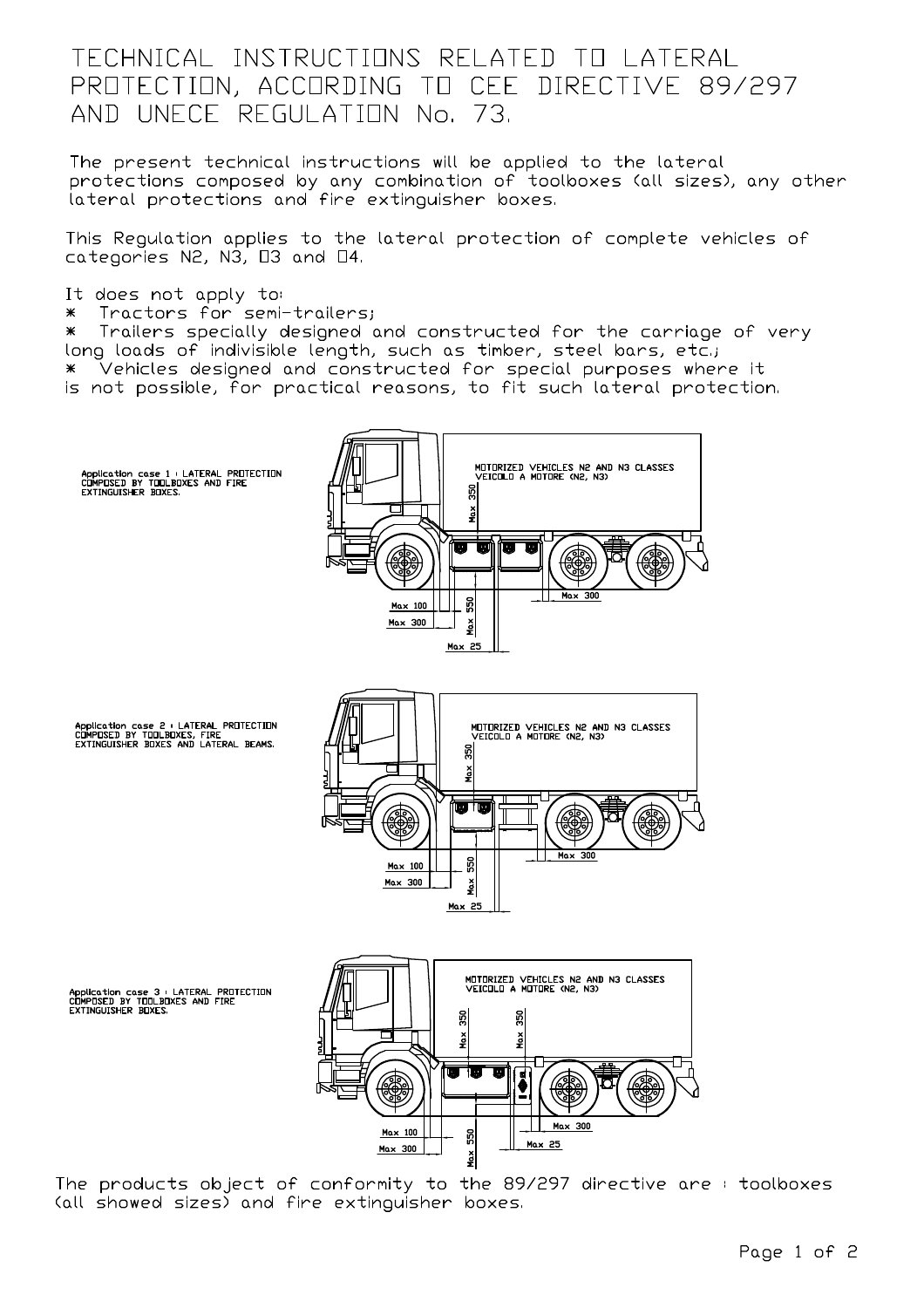# TECHNICAL INSTRUCTIONS RELATED TO LATERAL PROTECTION, ACCORDING TO CEE DIRECTIVE 89/297 AND UNECE REGULATION No. 73.

The present technical instructions will be applied to the lateral protections composed by any combination of toolboxes (all sizes), any other lateral protections and fire extinguisher boxes.

This Regulation applies to the lateral protection of complete vehicles of categories N2, N3, O3 and O4.

It does not apply to:

* Tractors for semi-trailers;
* Trailers specially designed and constructed for the carriage of very long loads of indivisible length, such as timber, steel bars, etc.;
* Vehicles designed and constructed for special purposes where it is not possible, for practical reasons, to fit such lateral protection.

Application case 1 : LATERAL PROTECTION COMPOSED BY TOOLBOXES AND FIRE EXTINGUISHER BOXES.

MOTORIZED VEHICLES N2 AND N3 CLASSES
VEICOLO A MOTORE (N2, N3)

Max 350
Max 100
Max 300
Max 550
Max 25
Max 300

Application case 2 : LATERAL PROTECTION COMPOSED BY TOOLBOXES, FIRE EXTINGUISHER BOXES AND LATERAL BEAMS.

MOTORIZED VEHICLES N2 AND N3 CLASSES
VEICOLO A MOTORE (N2, N3)

Max 350
Max 100
Max 300
Max 550
Max 25
Max 300

Application case 3 : LATERAL PROTECTION COMPOSED BY TOOLBOXES AND FIRE EXTINGUISHER BOXES.

MOTORIZED VEHICLES N2 AND N3 CLASSES
VEICOLO A MOTORE (N2, N3)

Max 350
Max 350
Max 100
Max 300
Max 550
Max 25
Max 300

The products object of conformity to the 89/297 directive are : toolboxes (all showed sizes) and fire extinguisher boxes.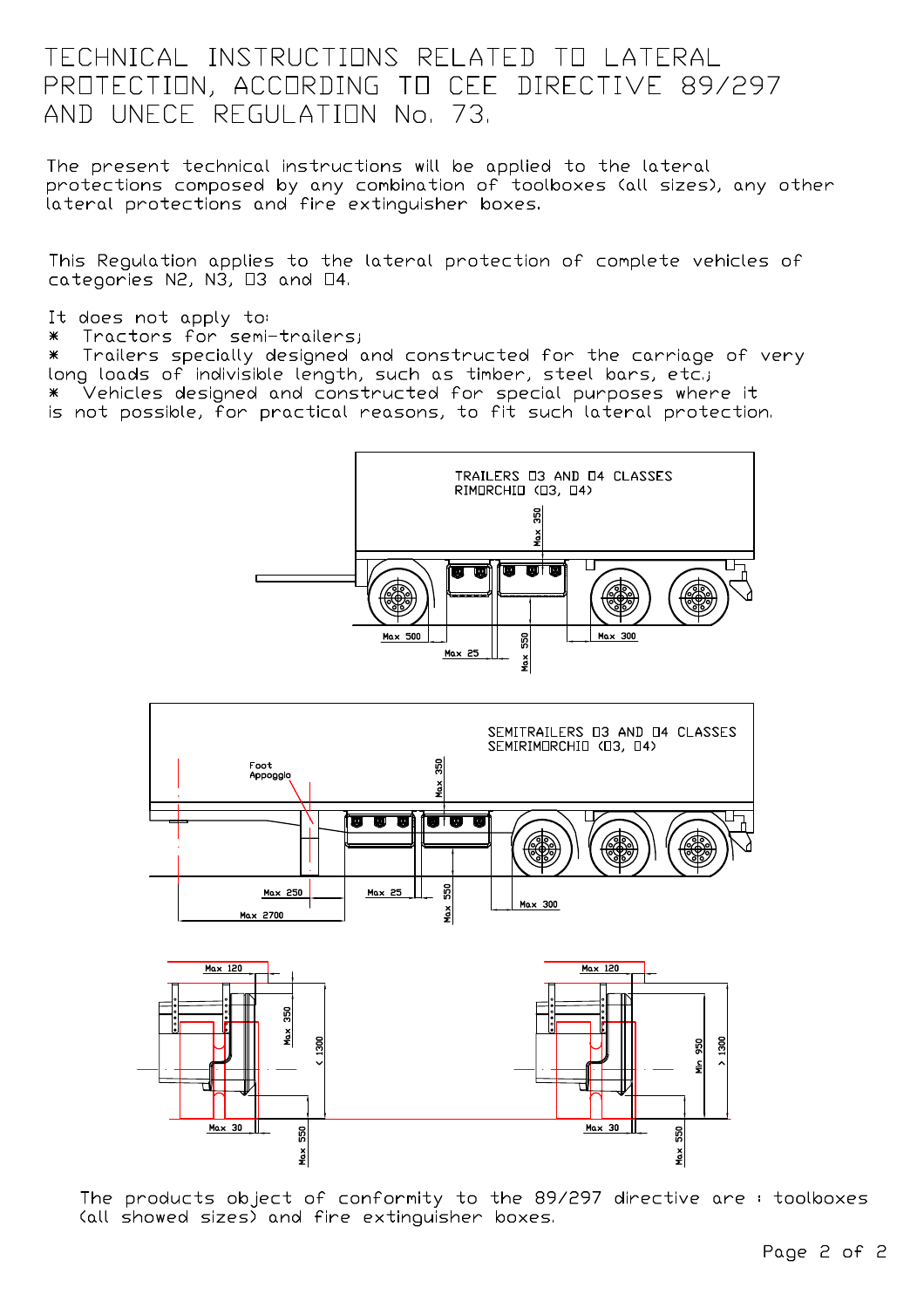# TECHNICAL INSTRUCTIONS RELATED TO LATERAL PROTECTION, ACCORDING TO CEE DIRECTIVE 89/297 AND UNECE REGULATION No. 73.

The present technical instructions will be applied to the lateral protections composed by any combination of toolboxes (all sizes), any other lateral protections and fire extinguisher boxes.

This Regulation applies to the lateral protection of complete vehicles of categories N2, N3, O3 and O4.

It does not apply to:

* Tractors for semi-trailers;
* Trailers specially designed and constructed for the carriage of very long loads of indivisible length, such as timber, steel bars, etc.;
* Vehicles designed and constructed for special purposes where it is not possible, for practical reasons, to fit such lateral protection.

TRAILERS O3 AND O4 CLASSES
RIMORCHIO (O3, O4)
Max 350
Max 500
Max 25
Max 550
Max 300

SEMITRAILERS O3 AND O4 CLASSES
SEMIRIMORCHIO (O3, O4)
Foot
Appoggio
Max 350
Max 250
Max 25
Max 550
Max 300
Max 2700

Max 120
Max 350
< 1300
Max 30
Max 550

Max 120
Min 950
> 1300
Max 30
Max 550

The products object of conformity to the 89/297 directive are : toolboxes (all showed sizes) and fire extinguisher boxes.